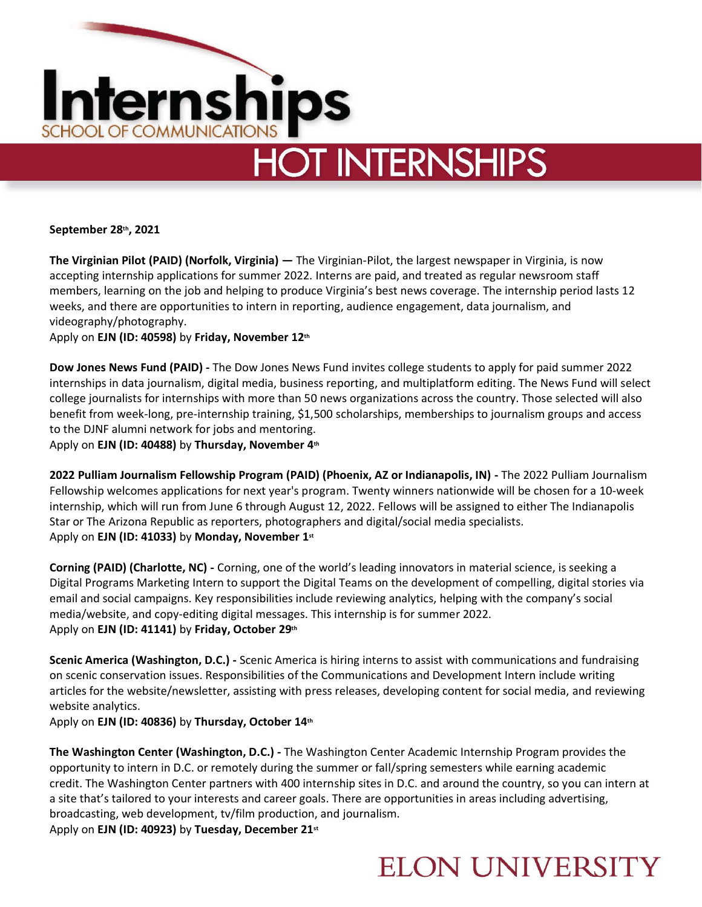# Internships

SCHOOL OF COMMUNICATIONS

## HOT INTERNSHIPS

**September 28th, 2021**

**The Virginian Pilot (PAID) (Norfolk, Virginia) —** The Virginian-Pilot, the largest newspaper in Virginia, is now accepting internship applications for summer 2022. Interns are paid, and treated as regular newsroom staff members, learning on the job and helping to produce Virginia's best news coverage. The internship period lasts 12 weeks, and there are opportunities to intern in reporting, audience engagement, data journalism, and videography/photography.
Apply on **EJN (ID: 40598)** by **Friday, November 12th**

**Dow Jones News Fund (PAID) -** The Dow Jones News Fund invites college students to apply for paid summer 2022 internships in data journalism, digital media, business reporting, and multiplatform editing. The News Fund will select college journalists for internships with more than 50 news organizations across the country. Those selected will also benefit from week-long, pre-internship training, $1,500 scholarships, memberships to journalism groups and access to the DJNF alumni network for jobs and mentoring.
Apply on **EJN (ID: 40488)** by **Thursday, November 4th**

**2022 Pulliam Journalism Fellowship Program (PAID) (Phoenix, AZ or Indianapolis, IN) -** The 2022 Pulliam Journalism Fellowship welcomes applications for next year's program. Twenty winners nationwide will be chosen for a 10-week internship, which will run from June 6 through August 12, 2022. Fellows will be assigned to either The Indianapolis Star or The Arizona Republic as reporters, photographers and digital/social media specialists.
Apply on **EJN (ID: 41033)** by **Monday, November 1st**

**Corning (PAID) (Charlotte, NC) -** Corning, one of the world's leading innovators in material science, is seeking a Digital Programs Marketing Intern to support the Digital Teams on the development of compelling, digital stories via email and social campaigns. Key responsibilities include reviewing analytics, helping with the company's social media/website, and copy-editing digital messages. This internship is for summer 2022.
Apply on **EJN (ID: 41141)** by **Friday, October 29th**

**Scenic America (Washington, D.C.) -** Scenic America is hiring interns to assist with communications and fundraising on scenic conservation issues. Responsibilities of the Communications and Development Intern include writing articles for the website/newsletter, assisting with press releases, developing content for social media, and reviewing website analytics.
Apply on **EJN (ID: 40836)** by **Thursday, October 14th**

**The Washington Center (Washington, D.C.) -** The Washington Center Academic Internship Program provides the opportunity to intern in D.C. or remotely during the summer or fall/spring semesters while earning academic credit. The Washington Center partners with 400 internship sites in D.C. and around the country, so you can intern at a site that's tailored to your interests and career goals. There are opportunities in areas including advertising, broadcasting, web development, tv/film production, and journalism.
Apply on **EJN (ID: 40923)** by **Tuesday, December 21st**

ELON UNIVERSITY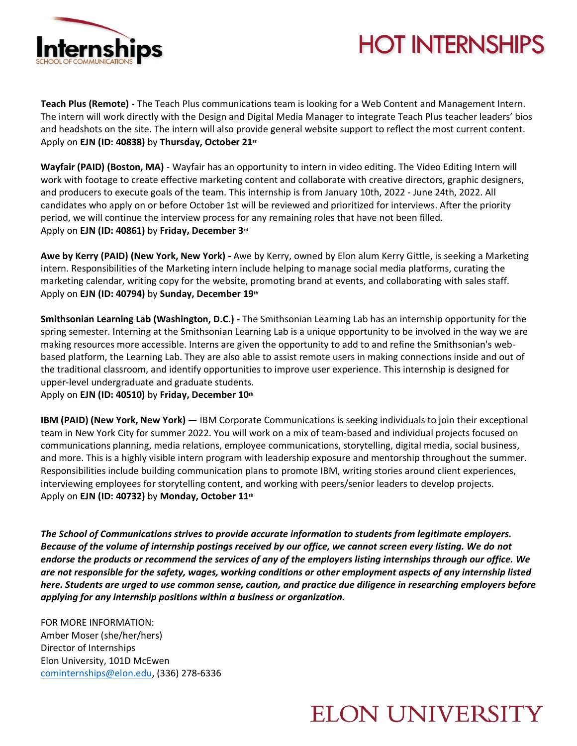# HOT INTERNSHIPS

**Teach Plus (Remote) -** The Teach Plus communications team is looking for a Web Content and Management Intern. The intern will work directly with the Design and Digital Media Manager to integrate Teach Plus teacher leaders' bios and headshots on the site. The intern will also provide general website support to reflect the most current content.
Apply on **EJN (ID: 40838)** by **Thursday, October 21st**

**Wayfair (PAID) (Boston, MA)** - Wayfair has an opportunity to intern in video editing. The Video Editing Intern will work with footage to create effective marketing content and collaborate with creative directors, graphic designers, and producers to execute goals of the team. This internship is from January 10th, 2022 - June 24th, 2022. All candidates who apply on or before October 1st will be reviewed and prioritized for interviews. After the priority period, we will continue the interview process for any remaining roles that have not been filled.
Apply on **EJN (ID: 40861)** by **Friday, December 3rd**

**Awe by Kerry (PAID) (New York, New York) -** Awe by Kerry, owned by Elon alum Kerry Gittle, is seeking a Marketing intern. Responsibilities of the Marketing intern include helping to manage social media platforms, curating the marketing calendar, writing copy for the website, promoting brand at events, and collaborating with sales staff.
Apply on **EJN (ID: 40794)** by **Sunday, December 19th**

**Smithsonian Learning Lab (Washington, D.C.) -** The Smithsonian Learning Lab has an internship opportunity for the spring semester. Interning at the Smithsonian Learning Lab is a unique opportunity to be involved in the way we are making resources more accessible. Interns are given the opportunity to add to and refine the Smithsonian's web-based platform, the Learning Lab. They are also able to assist remote users in making connections inside and out of the traditional classroom, and identify opportunities to improve user experience. This internship is designed for upper-level undergraduate and graduate students.
Apply on **EJN (ID: 40510)** by **Friday, December 10th**

**IBM (PAID) (New York, New York) —** IBM Corporate Communications is seeking individuals to join their exceptional team in New York City for summer 2022. You will work on a mix of team-based and individual projects focused on communications planning, media relations, employee communications, storytelling, digital media, social business, and more. This is a highly visible intern program with leadership exposure and mentorship throughout the summer. Responsibilities include building communication plans to promote IBM, writing stories around client experiences, interviewing employees for storytelling content, and working with peers/senior leaders to develop projects.
Apply on **EJN (ID: 40732)** by **Monday, October 11th**

***The School of Communications strives to provide accurate information to students from legitimate employers. Because of the volume of internship postings received by our office, we cannot screen every listing. We do not endorse the products or recommend the services of any of the employers listing internships through our office. We are not responsible for the safety, wages, working conditions or other employment aspects of any internship listed here. Students are urged to use common sense, caution, and practice due diligence in researching employers before applying for any internship positions within a business or organization.***

FOR MORE INFORMATION:
Amber Moser (she/her/hers)
Director of Internships
Elon University, 101D McEwen
cominternships@elon.edu, (336) 278-6336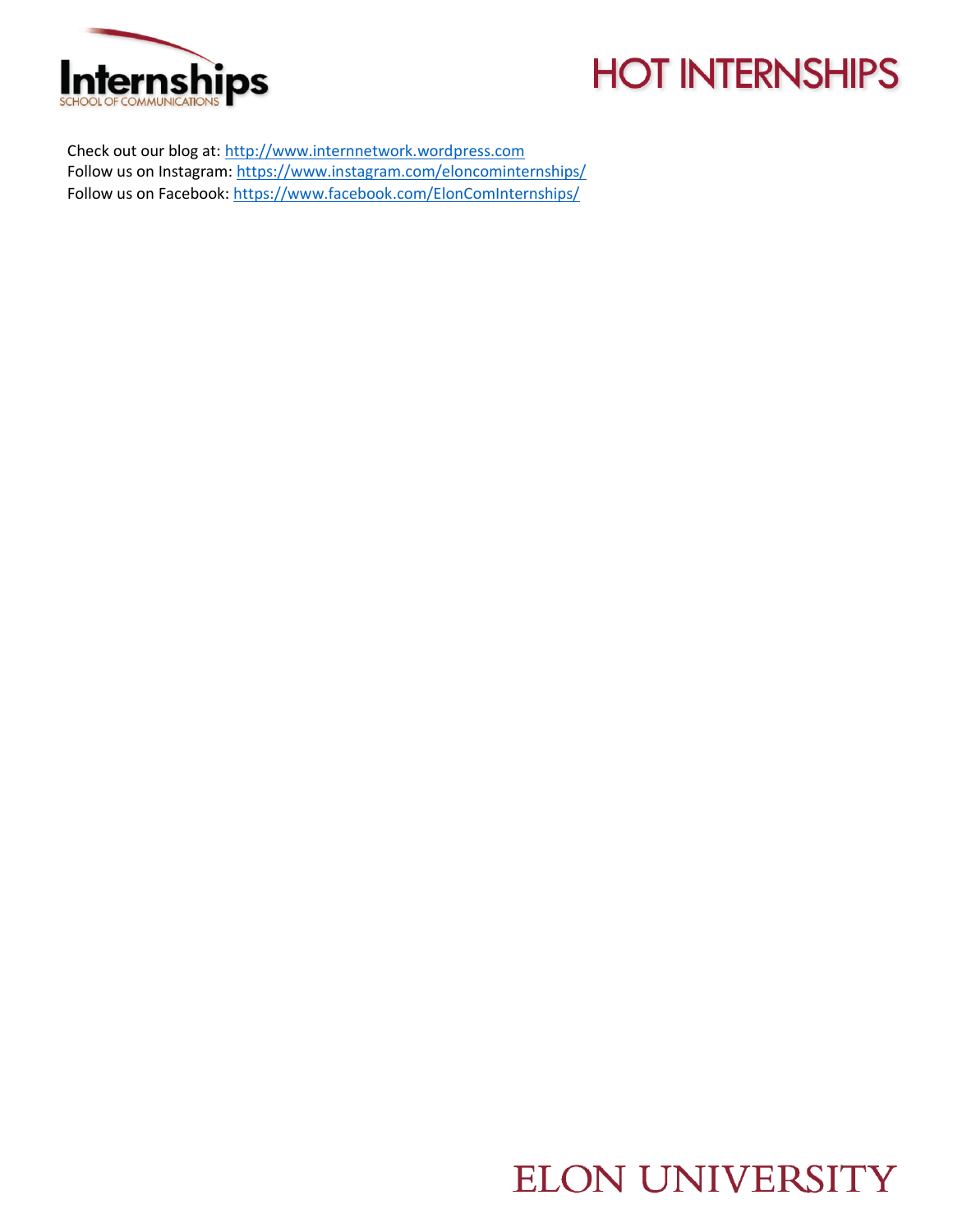Check out our blog at: http://www.internnetwork.wordpress.com
Follow us on Instagram: https://www.instagram.com/eloncominternships/
Follow us on Facebook: https://www.facebook.com/ElonComInternships/